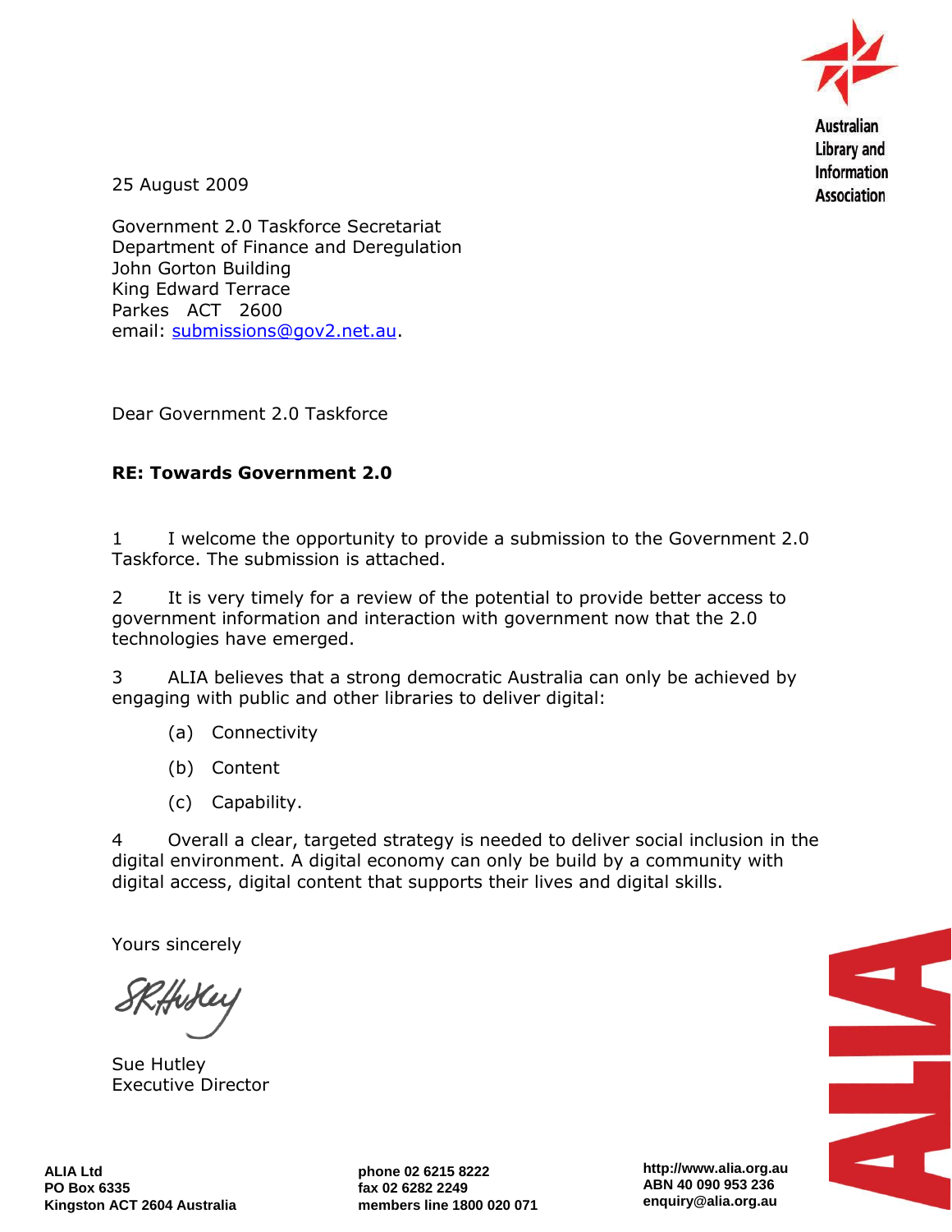Australian Library and Information Association

25 August 2009

Government 2.0 Taskforce Secretariat
Department of Finance and Deregulation
John Gorton Building
King Edward Terrace
Parkes ACT 2600
email: submissions@gov2.net.au.

Dear Government 2.0 Taskforce

**RE: Towards Government 2.0**

1 I welcome the opportunity to provide a submission to the Government 2.0 Taskforce. The submission is attached.

2 It is very timely for a review of the potential to provide better access to government information and interaction with government now that the 2.0 technologies have emerged.

3 ALIA believes that a strong democratic Australia can only be achieved by engaging with public and other libraries to deliver digital:

(a) Connectivity

(b) Content

(c) Capability.

4 Overall a clear, targeted strategy is needed to deliver social inclusion in the digital environment. A digital economy can only be build by a community with digital access, digital content that supports their lives and digital skills.

Yours sincerely

Sue Hutley
Executive Director

**ALIA Ltd**
**PO Box 6335**
**Kingston ACT 2604 Australia**

**phone 02 6215 8222**
**fax 02 6282 2249**
**members line 1800 020 071**

**http://www.alia.org.au**
**ABN 40 090 953 236**
**enquiry@alia.org.au**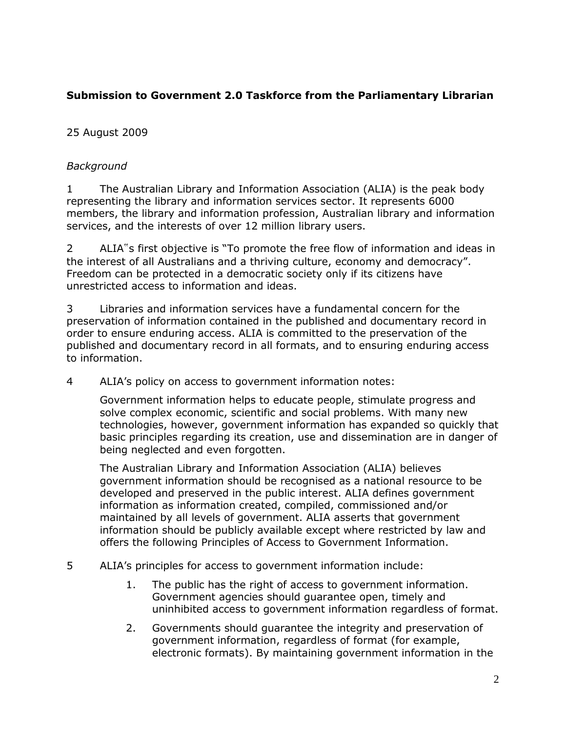**Submission to Government 2.0 Taskforce from the Parliamentary Librarian**

25 August 2009

*Background*

1 The Australian Library and Information Association (ALIA) is the peak body representing the library and information services sector. It represents 6000 members, the library and information profession, Australian library and information services, and the interests of over 12 million library users.

2 ALIA‟s first objective is "To promote the free flow of information and ideas in the interest of all Australians and a thriving culture, economy and democracy". Freedom can be protected in a democratic society only if its citizens have unrestricted access to information and ideas.

3 Libraries and information services have a fundamental concern for the preservation of information contained in the published and documentary record in order to ensure enduring access. ALIA is committed to the preservation of the published and documentary record in all formats, and to ensuring enduring access to information.

4 ALIA's policy on access to government information notes:

> Government information helps to educate people, stimulate progress and solve complex economic, scientific and social problems. With many new technologies, however, government information has expanded so quickly that basic principles regarding its creation, use and dissemination are in danger of being neglected and even forgotten.
>
> The Australian Library and Information Association (ALIA) believes government information should be recognised as a national resource to be developed and preserved in the public interest. ALIA defines government information as information created, compiled, commissioned and/or maintained by all levels of government. ALIA asserts that government information should be publicly available except where restricted by law and offers the following Principles of Access to Government Information.

5 ALIA's principles for access to government information include:

1. The public has the right of access to government information. Government agencies should guarantee open, timely and uninhibited access to government information regardless of format.
2. Governments should guarantee the integrity and preservation of government information, regardless of format (for example, electronic formats). By maintaining government information in the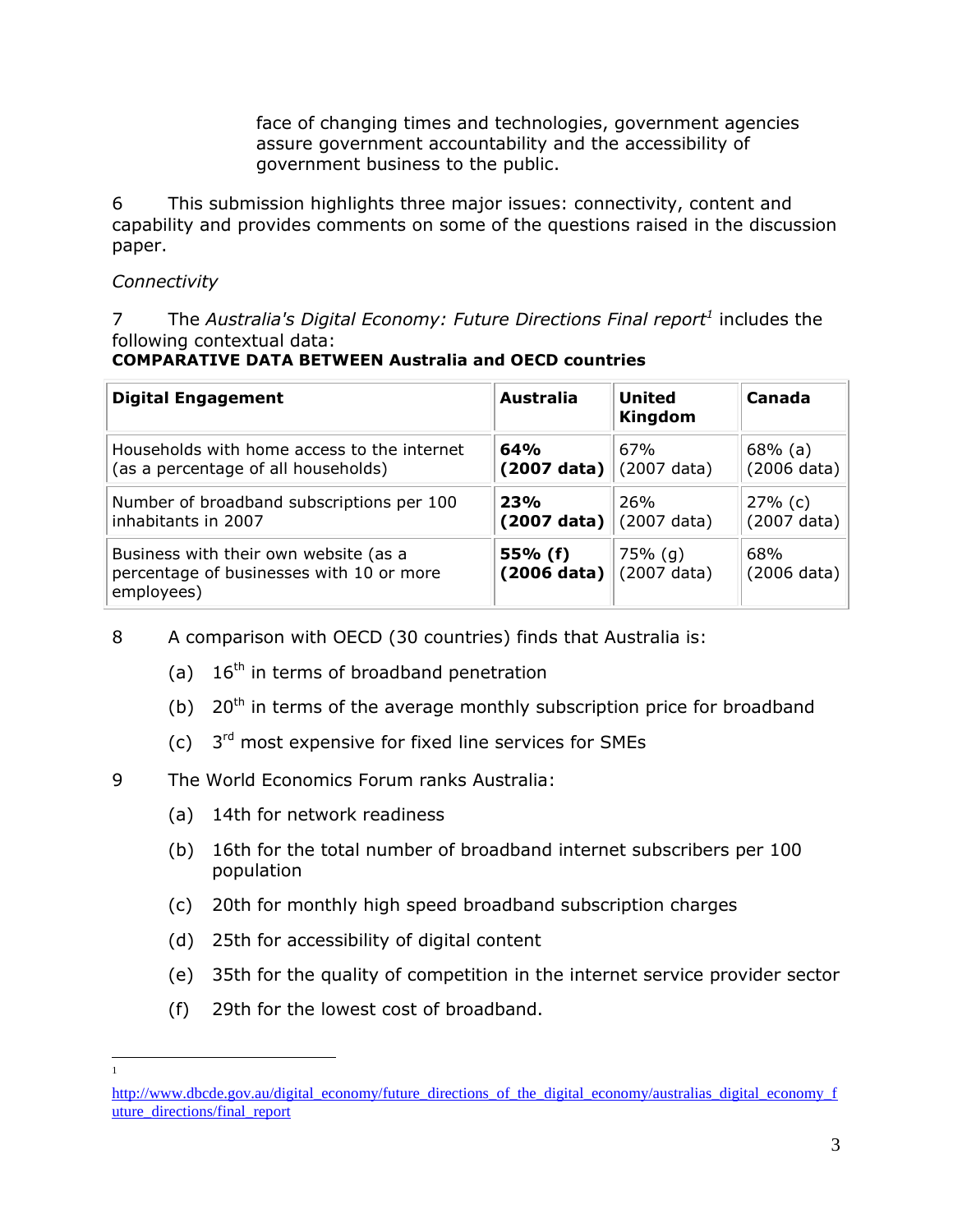face of changing times and technologies, government agencies assure government accountability and the accessibility of government business to the public.

6 This submission highlights three major issues: connectivity, content and capability and provides comments on some of the questions raised in the discussion paper.

*Connectivity*

7 The *Australia's Digital Economy: Future Directions Final report*[1] includes the following contextual data:

**COMPARATIVE DATA BETWEEN Australia and OECD countries**

| **Digital Engagement** | **Australia** | **United Kingdom** | **Canada** |
|---|---|---|---|
| Households with home access to the internet (as a percentage of all households) | **64% (2007 data)** | 67% (2007 data) | 68% (a) (2006 data) |
| Number of broadband subscriptions per 100 inhabitants in 2007 | **23% (2007 data)** | 26% (2007 data) | 27% (c) (2007 data) |
| Business with their own website (as a percentage of businesses with 10 or more employees) | **55% (f) (2006 data)** | 75% (g) (2007 data) | 68% (2006 data) |

8 A comparison with OECD (30 countries) finds that Australia is:

(a) 16th in terms of broadband penetration

(b) 20th in terms of the average monthly subscription price for broadband

(c) 3rd most expensive for fixed line services for SMEs

9 The World Economics Forum ranks Australia:

(a) 14th for network readiness

(b) 16th for the total number of broadband internet subscribers per 100 population

(c) 20th for monthly high speed broadband subscription charges

(d) 25th for accessibility of digital content

(e) 35th for the quality of competition in the internet service provider sector

(f) 29th for the lowest cost of broadband.

---

[1] http://www.dbcde.gov.au/digital_economy/future_directions_of_the_digital_economy/australias_digital_economy_future_directions/final_report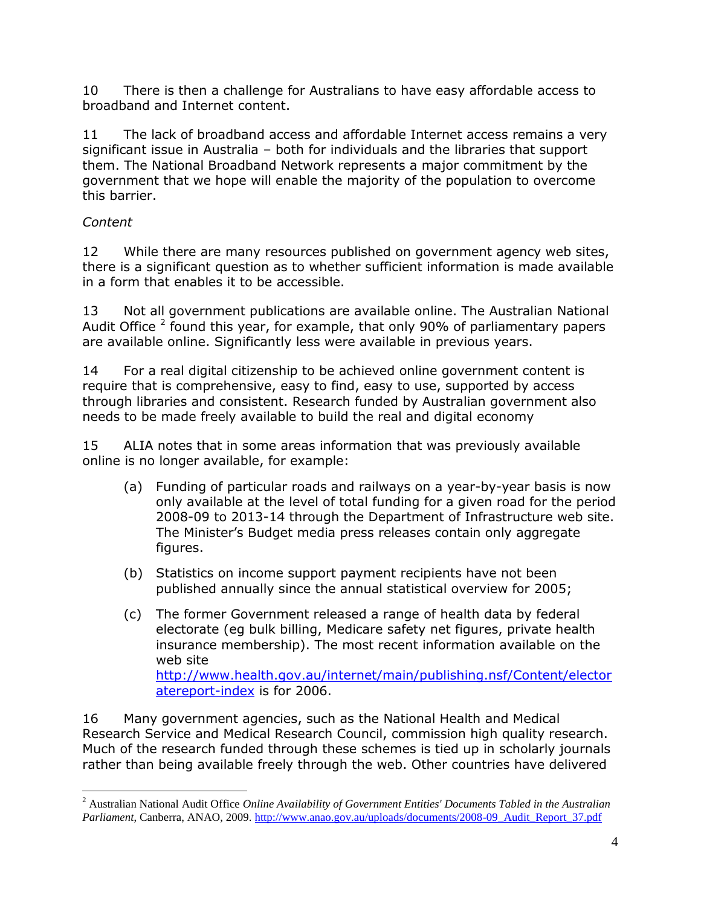10 There is then a challenge for Australians to have easy affordable access to broadband and Internet content.

11 The lack of broadband access and affordable Internet access remains a very significant issue in Australia – both for individuals and the libraries that support them. The National Broadband Network represents a major commitment by the government that we hope will enable the majority of the population to overcome this barrier.

*Content*

12 While there are many resources published on government agency web sites, there is a significant question as to whether sufficient information is made available in a form that enables it to be accessible.

13 Not all government publications are available online. The Australian National Audit Office [2] found this year, for example, that only 90% of parliamentary papers are available online. Significantly less were available in previous years.

14 For a real digital citizenship to be achieved online government content is require that is comprehensive, easy to find, easy to use, supported by access through libraries and consistent. Research funded by Australian government also needs to be made freely available to build the real and digital economy

15 ALIA notes that in some areas information that was previously available online is no longer available, for example:

(a) Funding of particular roads and railways on a year-by-year basis is now only available at the level of total funding for a given road for the period 2008-09 to 2013-14 through the Department of Infrastructure web site. The Minister's Budget media press releases contain only aggregate figures.

(b) Statistics on income support payment recipients have not been published annually since the annual statistical overview for 2005;

(c) The former Government released a range of health data by federal electorate (eg bulk billing, Medicare safety net figures, private health insurance membership). The most recent information available on the web site http://www.health.gov.au/internet/main/publishing.nsf/Content/electoratereport-index is for 2006.

16 Many government agencies, such as the National Health and Medical Research Service and Medical Research Council, commission high quality research. Much of the research funded through these schemes is tied up in scholarly journals rather than being available freely through the web. Other countries have delivered

[2] Australian National Audit Office *Online Availability of Government Entities' Documents Tabled in the Australian Parliament*, Canberra, ANAO, 2009. http://www.anao.gov.au/uploads/documents/2008-09_Audit_Report_37.pdf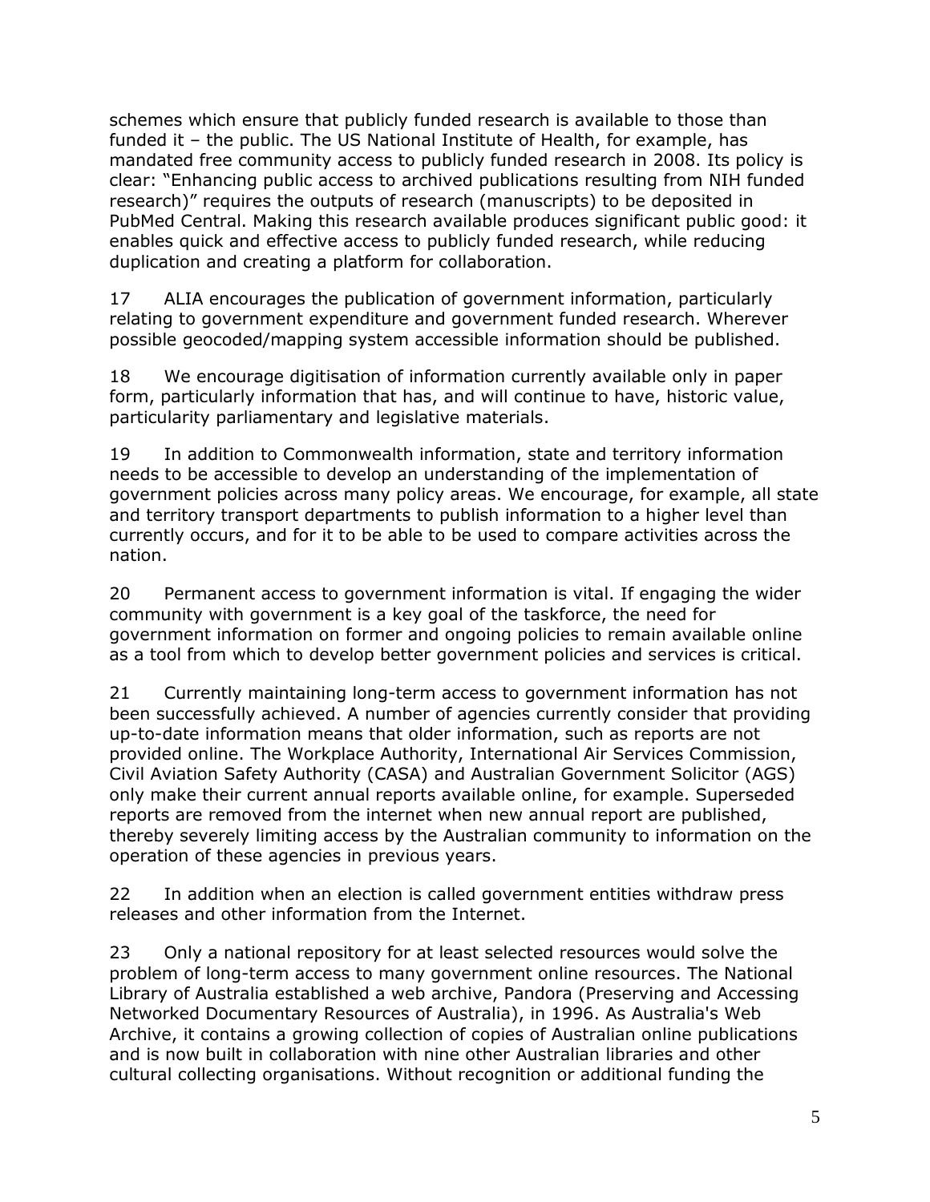schemes which ensure that publicly funded research is available to those than funded it – the public. The US National Institute of Health, for example, has mandated free community access to publicly funded research in 2008. Its policy is clear: "Enhancing public access to archived publications resulting from NIH funded research)" requires the outputs of research (manuscripts) to be deposited in PubMed Central. Making this research available produces significant public good: it enables quick and effective access to publicly funded research, while reducing duplication and creating a platform for collaboration.

17 ALIA encourages the publication of government information, particularly relating to government expenditure and government funded research. Wherever possible geocoded/mapping system accessible information should be published.

18 We encourage digitisation of information currently available only in paper form, particularly information that has, and will continue to have, historic value, particularity parliamentary and legislative materials.

19 In addition to Commonwealth information, state and territory information needs to be accessible to develop an understanding of the implementation of government policies across many policy areas. We encourage, for example, all state and territory transport departments to publish information to a higher level than currently occurs, and for it to be able to be used to compare activities across the nation.

20 Permanent access to government information is vital. If engaging the wider community with government is a key goal of the taskforce, the need for government information on former and ongoing policies to remain available online as a tool from which to develop better government policies and services is critical.

21 Currently maintaining long-term access to government information has not been successfully achieved. A number of agencies currently consider that providing up-to-date information means that older information, such as reports are not provided online. The Workplace Authority, International Air Services Commission, Civil Aviation Safety Authority (CASA) and Australian Government Solicitor (AGS) only make their current annual reports available online, for example. Superseded reports are removed from the internet when new annual report are published, thereby severely limiting access by the Australian community to information on the operation of these agencies in previous years.

22 In addition when an election is called government entities withdraw press releases and other information from the Internet.

23 Only a national repository for at least selected resources would solve the problem of long-term access to many government online resources. The National Library of Australia established a web archive, Pandora (Preserving and Accessing Networked Documentary Resources of Australia), in 1996. As Australia's Web Archive, it contains a growing collection of copies of Australian online publications and is now built in collaboration with nine other Australian libraries and other cultural collecting organisations. Without recognition or additional funding the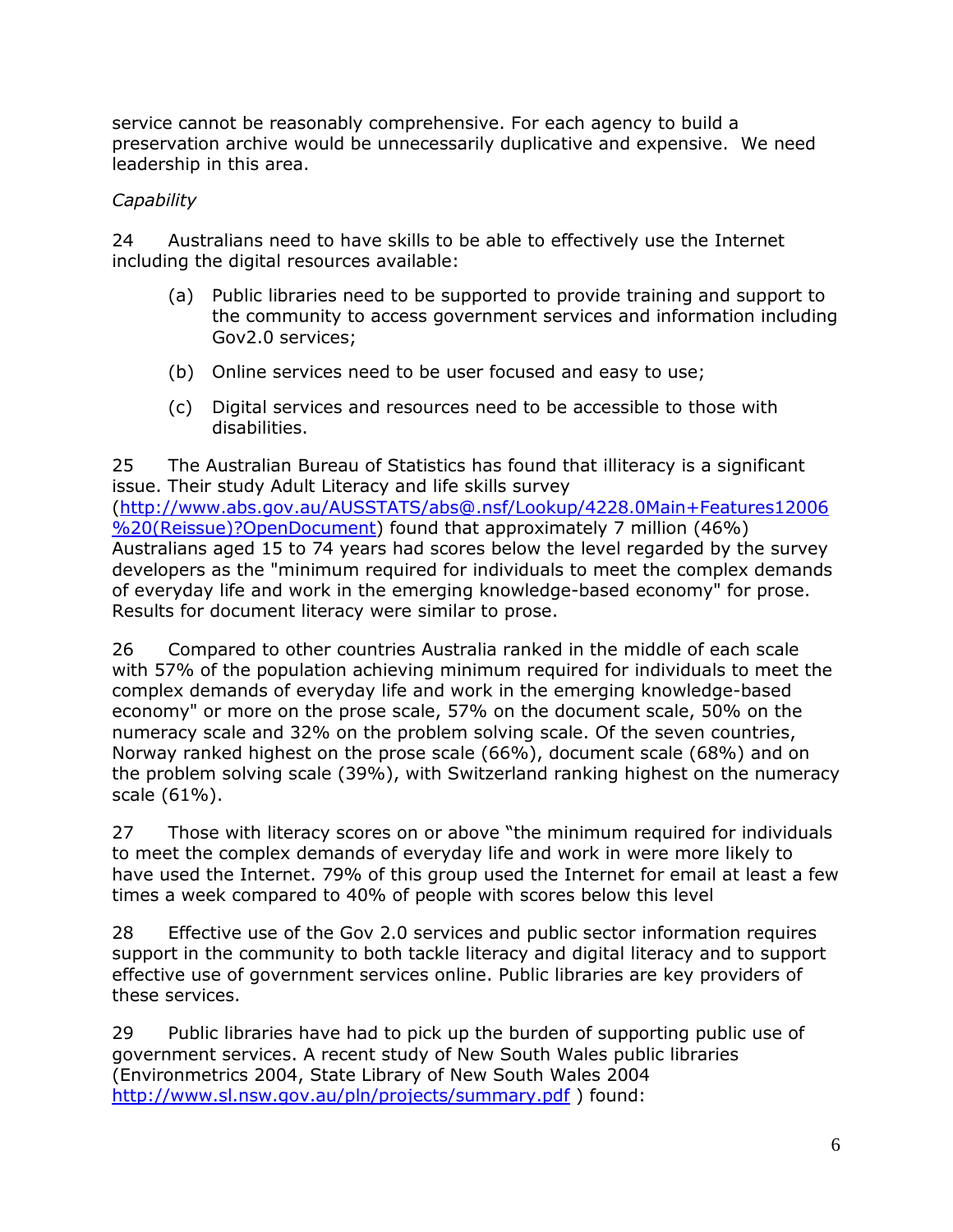service cannot be reasonably comprehensive. For each agency to build a preservation archive would be unnecessarily duplicative and expensive. We need leadership in this area.

*Capability*

24 Australians need to have skills to be able to effectively use the Internet including the digital resources available:

(a) Public libraries need to be supported to provide training and support to the community to access government services and information including Gov2.0 services;

(b) Online services need to be user focused and easy to use;

(c) Digital services and resources need to be accessible to those with disabilities.

25 The Australian Bureau of Statistics has found that illiteracy is a significant issue. Their study Adult Literacy and life skills survey (http://www.abs.gov.au/AUSSTATS/abs@.nsf/Lookup/4228.0Main+Features12006%20(Reissue)?OpenDocument) found that approximately 7 million (46%) Australians aged 15 to 74 years had scores below the level regarded by the survey developers as the "minimum required for individuals to meet the complex demands of everyday life and work in the emerging knowledge-based economy" for prose. Results for document literacy were similar to prose.

26 Compared to other countries Australia ranked in the middle of each scale with 57% of the population achieving minimum required for individuals to meet the complex demands of everyday life and work in the emerging knowledge-based economy" or more on the prose scale, 57% on the document scale, 50% on the numeracy scale and 32% on the problem solving scale. Of the seven countries, Norway ranked highest on the prose scale (66%), document scale (68%) and on the problem solving scale (39%), with Switzerland ranking highest on the numeracy scale (61%).

27 Those with literacy scores on or above "the minimum required for individuals to meet the complex demands of everyday life and work in were more likely to have used the Internet. 79% of this group used the Internet for email at least a few times a week compared to 40% of people with scores below this level

28 Effective use of the Gov 2.0 services and public sector information requires support in the community to both tackle literacy and digital literacy and to support effective use of government services online. Public libraries are key providers of these services.

29 Public libraries have had to pick up the burden of supporting public use of government services. A recent study of New South Wales public libraries (Environmetrics 2004, State Library of New South Wales 2004 http://www.sl.nsw.gov.au/pln/projects/summary.pdf ) found: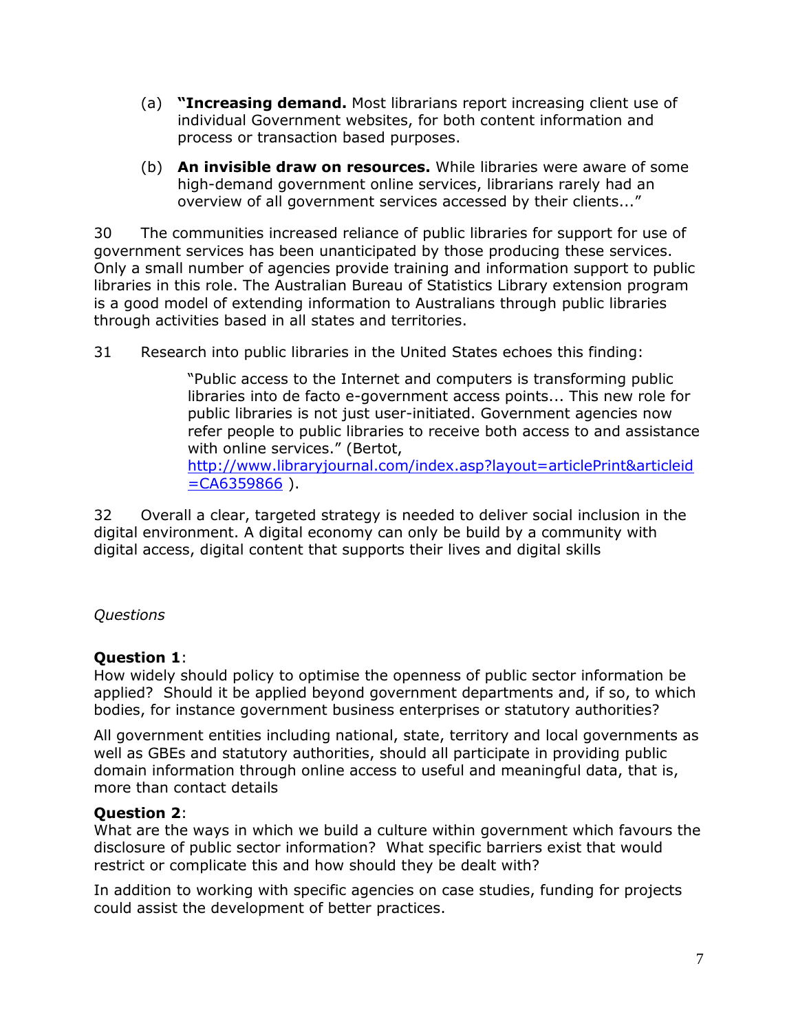(a) **"Increasing demand.** Most librarians report increasing client use of individual Government websites, for both content information and process or transaction based purposes.

(b) **An invisible draw on resources.** While libraries were aware of some high-demand government online services, librarians rarely had an overview of all government services accessed by their clients..."

30 The communities increased reliance of public libraries for support for use of government services has been unanticipated by those producing these services. Only a small number of agencies provide training and information support to public libraries in this role. The Australian Bureau of Statistics Library extension program is a good model of extending information to Australians through public libraries through activities based in all states and territories.

31 Research into public libraries in the United States echoes this finding:

> "Public access to the Internet and computers is transforming public libraries into de facto e-government access points... This new role for public libraries is not just user-initiated. Government agencies now refer people to public libraries to receive both access to and assistance with online services." (Bertot, [http://www.libraryjournal.com/index.asp?layout=articlePrint&articleid=CA6359866](http://www.libraryjournal.com/index.asp?layout=articlePrint&articleid=CA6359866) ).

32 Overall a clear, targeted strategy is needed to deliver social inclusion in the digital environment. A digital economy can only be build by a community with digital access, digital content that supports their lives and digital skills

*Questions*

**Question 1**:
How widely should policy to optimise the openness of public sector information be applied? Should it be applied beyond government departments and, if so, to which bodies, for instance government business enterprises or statutory authorities?

All government entities including national, state, territory and local governments as well as GBEs and statutory authorities, should all participate in providing public domain information through online access to useful and meaningful data, that is, more than contact details

**Question 2**:
What are the ways in which we build a culture within government which favours the disclosure of public sector information? What specific barriers exist that would restrict or complicate this and how should they be dealt with?

In addition to working with specific agencies on case studies, funding for projects could assist the development of better practices.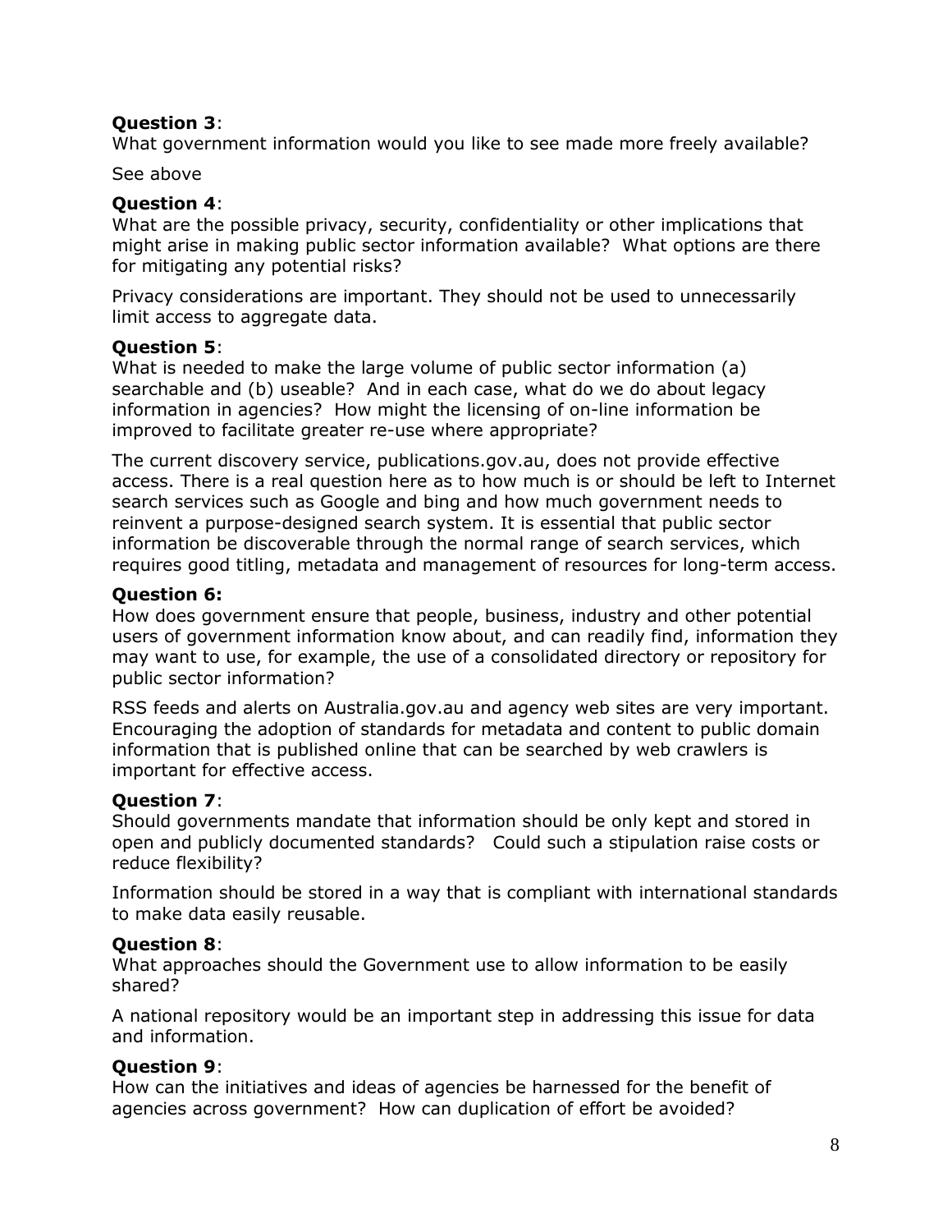**Question 3**:
What government information would you like to see made more freely available?

See above

**Question 4**:
What are the possible privacy, security, confidentiality or other implications that might arise in making public sector information available? What options are there for mitigating any potential risks?

Privacy considerations are important. They should not be used to unnecessarily limit access to aggregate data.

**Question 5**:
What is needed to make the large volume of public sector information (a) searchable and (b) useable? And in each case, what do we do about legacy information in agencies? How might the licensing of on-line information be improved to facilitate greater re-use where appropriate?

The current discovery service, publications.gov.au, does not provide effective access. There is a real question here as to how much is or should be left to Internet search services such as Google and bing and how much government needs to reinvent a purpose-designed search system. It is essential that public sector information be discoverable through the normal range of search services, which requires good titling, metadata and management of resources for long-term access.

**Question 6:**
How does government ensure that people, business, industry and other potential users of government information know about, and can readily find, information they may want to use, for example, the use of a consolidated directory or repository for public sector information?

RSS feeds and alerts on Australia.gov.au and agency web sites are very important. Encouraging the adoption of standards for metadata and content to public domain information that is published online that can be searched by web crawlers is important for effective access.

**Question 7**:
Should governments mandate that information should be only kept and stored in open and publicly documented standards? Could such a stipulation raise costs or reduce flexibility?

Information should be stored in a way that is compliant with international standards to make data easily reusable.

**Question 8**:
What approaches should the Government use to allow information to be easily shared?

A national repository would be an important step in addressing this issue for data and information.

**Question 9**:
How can the initiatives and ideas of agencies be harnessed for the benefit of agencies across government? How can duplication of effort be avoided?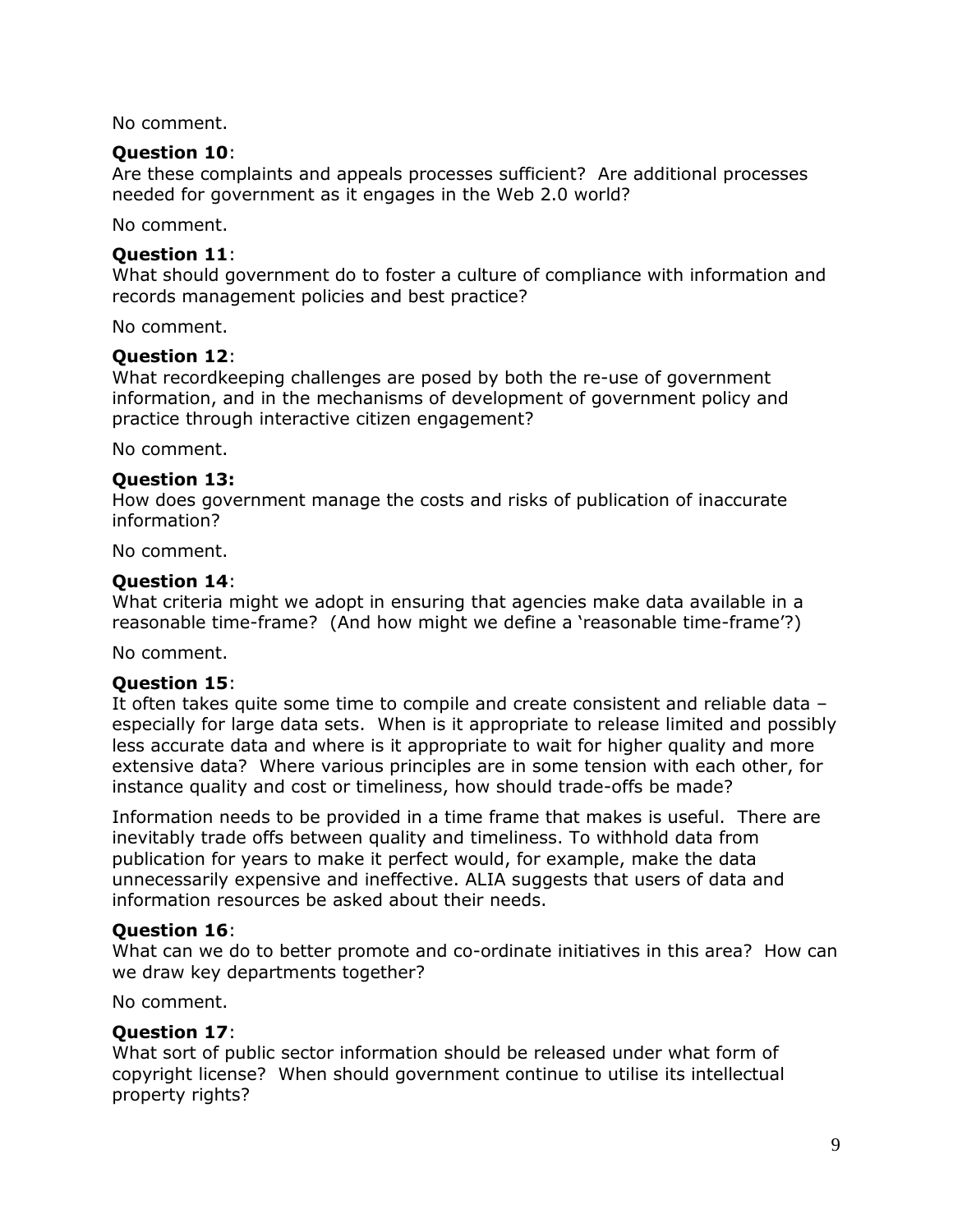No comment.

**Question 10**:
Are these complaints and appeals processes sufficient? Are additional processes needed for government as it engages in the Web 2.0 world?

No comment.

**Question 11**:
What should government do to foster a culture of compliance with information and records management policies and best practice?

No comment.

**Question 12**:
What recordkeeping challenges are posed by both the re-use of government information, and in the mechanisms of development of government policy and practice through interactive citizen engagement?

No comment.

**Question 13:**
How does government manage the costs and risks of publication of inaccurate information?

No comment.

**Question 14**:
What criteria might we adopt in ensuring that agencies make data available in a reasonable time-frame? (And how might we define a 'reasonable time-frame'?)

No comment.

**Question 15**:
It often takes quite some time to compile and create consistent and reliable data – especially for large data sets. When is it appropriate to release limited and possibly less accurate data and where is it appropriate to wait for higher quality and more extensive data? Where various principles are in some tension with each other, for instance quality and cost or timeliness, how should trade-offs be made?

Information needs to be provided in a time frame that makes is useful. There are inevitably trade offs between quality and timeliness. To withhold data from publication for years to make it perfect would, for example, make the data unnecessarily expensive and ineffective. ALIA suggests that users of data and information resources be asked about their needs.

**Question 16**:
What can we do to better promote and co-ordinate initiatives in this area? How can we draw key departments together?

No comment.

**Question 17**:
What sort of public sector information should be released under what form of copyright license? When should government continue to utilise its intellectual property rights?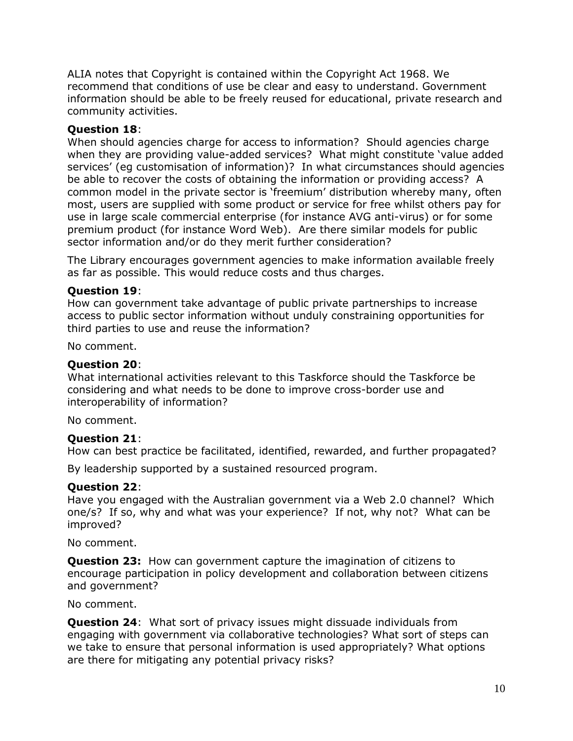ALIA notes that Copyright is contained within the Copyright Act 1968. We recommend that conditions of use be clear and easy to understand. Government information should be able to be freely reused for educational, private research and community activities.

**Question 18**:
When should agencies charge for access to information? Should agencies charge when they are providing value-added services? What might constitute 'value added services' (eg customisation of information)? In what circumstances should agencies be able to recover the costs of obtaining the information or providing access? A common model in the private sector is 'freemium' distribution whereby many, often most, users are supplied with some product or service for free whilst others pay for use in large scale commercial enterprise (for instance AVG anti-virus) or for some premium product (for instance Word Web). Are there similar models for public sector information and/or do they merit further consideration?

The Library encourages government agencies to make information available freely as far as possible. This would reduce costs and thus charges.

**Question 19**:
How can government take advantage of public private partnerships to increase access to public sector information without unduly constraining opportunities for third parties to use and reuse the information?

No comment.

**Question 20**:
What international activities relevant to this Taskforce should the Taskforce be considering and what needs to be done to improve cross-border use and interoperability of information?

No comment.

**Question 21**:
How can best practice be facilitated, identified, rewarded, and further propagated?

By leadership supported by a sustained resourced program.

**Question 22**:
Have you engaged with the Australian government via a Web 2.0 channel? Which one/s? If so, why and what was your experience? If not, why not? What can be improved?

No comment.

**Question 23:** How can government capture the imagination of citizens to encourage participation in policy development and collaboration between citizens and government?

No comment.

**Question 24**: What sort of privacy issues might dissuade individuals from engaging with government via collaborative technologies? What sort of steps can we take to ensure that personal information is used appropriately? What options are there for mitigating any potential privacy risks?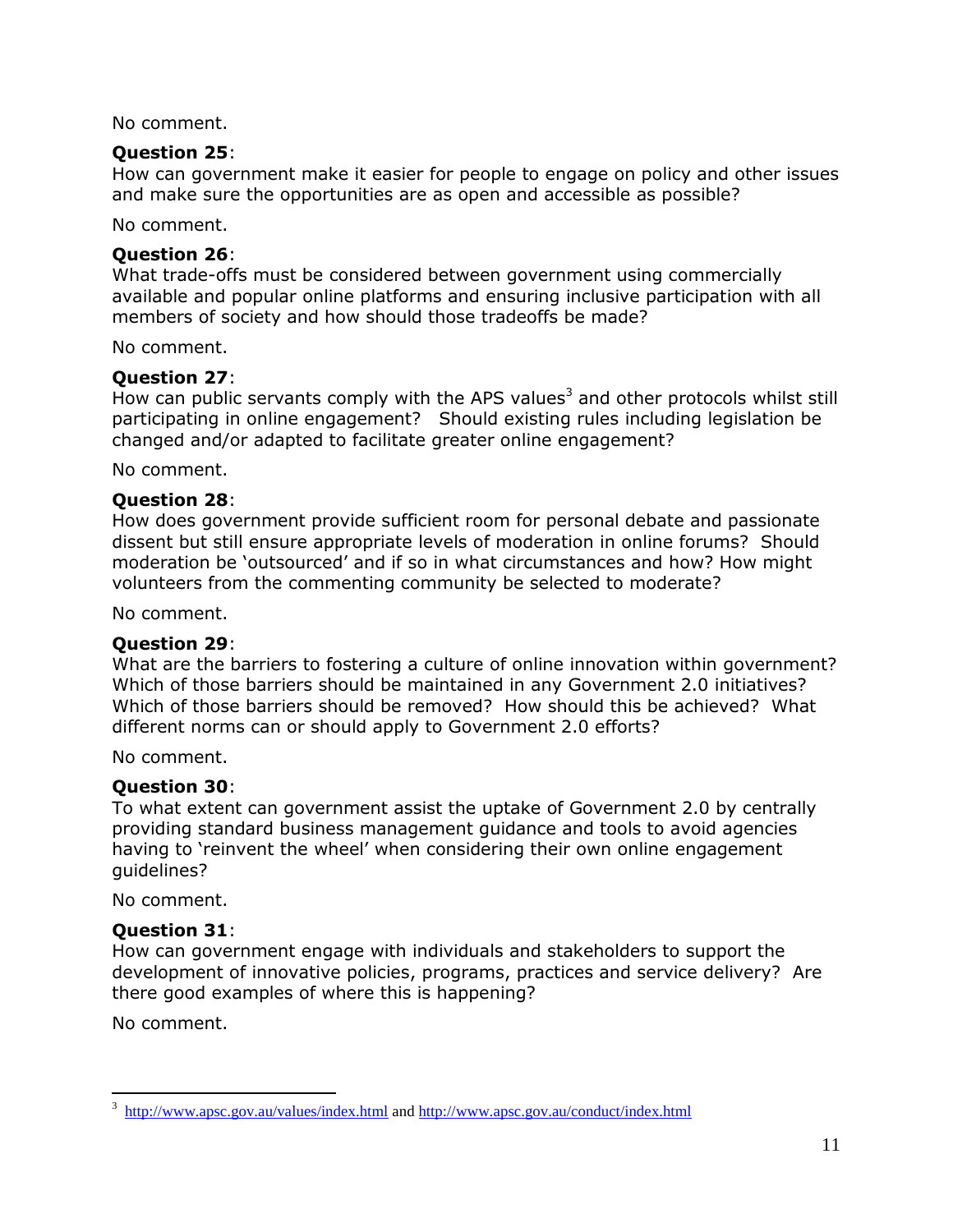No comment.

**Question 25**:
How can government make it easier for people to engage on policy and other issues and make sure the opportunities are as open and accessible as possible?

No comment.

**Question 26**:
What trade-offs must be considered between government using commercially available and popular online platforms and ensuring inclusive participation with all members of society and how should those tradeoffs be made?

No comment.

**Question 27**:
How can public servants comply with the APS values[3] and other protocols whilst still participating in online engagement? Should existing rules including legislation be changed and/or adapted to facilitate greater online engagement?

No comment.

**Question 28**:
How does government provide sufficient room for personal debate and passionate dissent but still ensure appropriate levels of moderation in online forums? Should moderation be 'outsourced' and if so in what circumstances and how? How might volunteers from the commenting community be selected to moderate?

No comment.

**Question 29**:
What are the barriers to fostering a culture of online innovation within government? Which of those barriers should be maintained in any Government 2.0 initiatives? Which of those barriers should be removed? How should this be achieved? What different norms can or should apply to Government 2.0 efforts?

No comment.

**Question 30**:
To what extent can government assist the uptake of Government 2.0 by centrally providing standard business management guidance and tools to avoid agencies having to 'reinvent the wheel' when considering their own online engagement guidelines?

No comment.

**Question 31**:
How can government engage with individuals and stakeholders to support the development of innovative policies, programs, practices and service delivery? Are there good examples of where this is happening?

No comment.

---

[3] http://www.apsc.gov.au/values/index.html and http://www.apsc.gov.au/conduct/index.html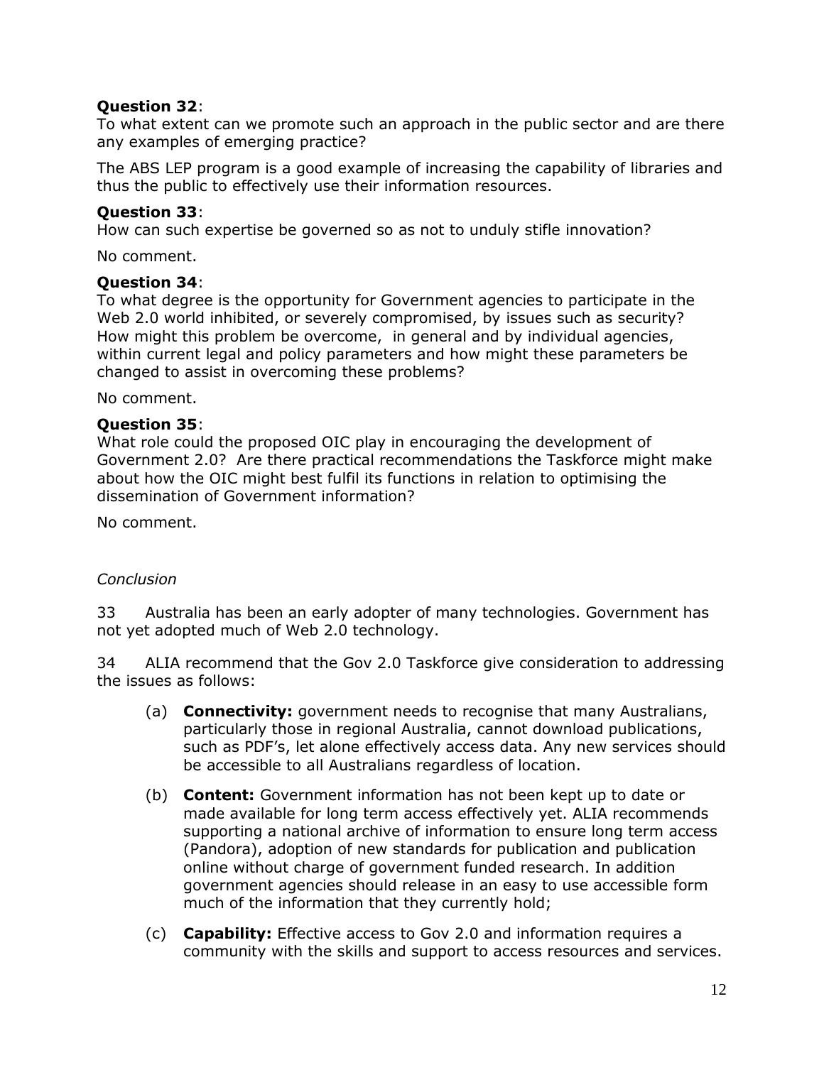**Question 32**:
To what extent can we promote such an approach in the public sector and are there any examples of emerging practice?

The ABS LEP program is a good example of increasing the capability of libraries and thus the public to effectively use their information resources.

**Question 33**:
How can such expertise be governed so as not to unduly stifle innovation?

No comment.

**Question 34**:
To what degree is the opportunity for Government agencies to participate in the Web 2.0 world inhibited, or severely compromised, by issues such as security? How might this problem be overcome, in general and by individual agencies, within current legal and policy parameters and how might these parameters be changed to assist in overcoming these problems?

No comment.

**Question 35**:
What role could the proposed OIC play in encouraging the development of Government 2.0? Are there practical recommendations the Taskforce might make about how the OIC might best fulfil its functions in relation to optimising the dissemination of Government information?

No comment.

*Conclusion*

33 Australia has been an early adopter of many technologies. Government has not yet adopted much of Web 2.0 technology.

34 ALIA recommend that the Gov 2.0 Taskforce give consideration to addressing the issues as follows:

(a) **Connectivity:** government needs to recognise that many Australians, particularly those in regional Australia, cannot download publications, such as PDF's, let alone effectively access data. Any new services should be accessible to all Australians regardless of location.

(b) **Content:** Government information has not been kept up to date or made available for long term access effectively yet. ALIA recommends supporting a national archive of information to ensure long term access (Pandora), adoption of new standards for publication and publication online without charge of government funded research. In addition government agencies should release in an easy to use accessible form much of the information that they currently hold;

(c) **Capability:** Effective access to Gov 2.0 and information requires a community with the skills and support to access resources and services.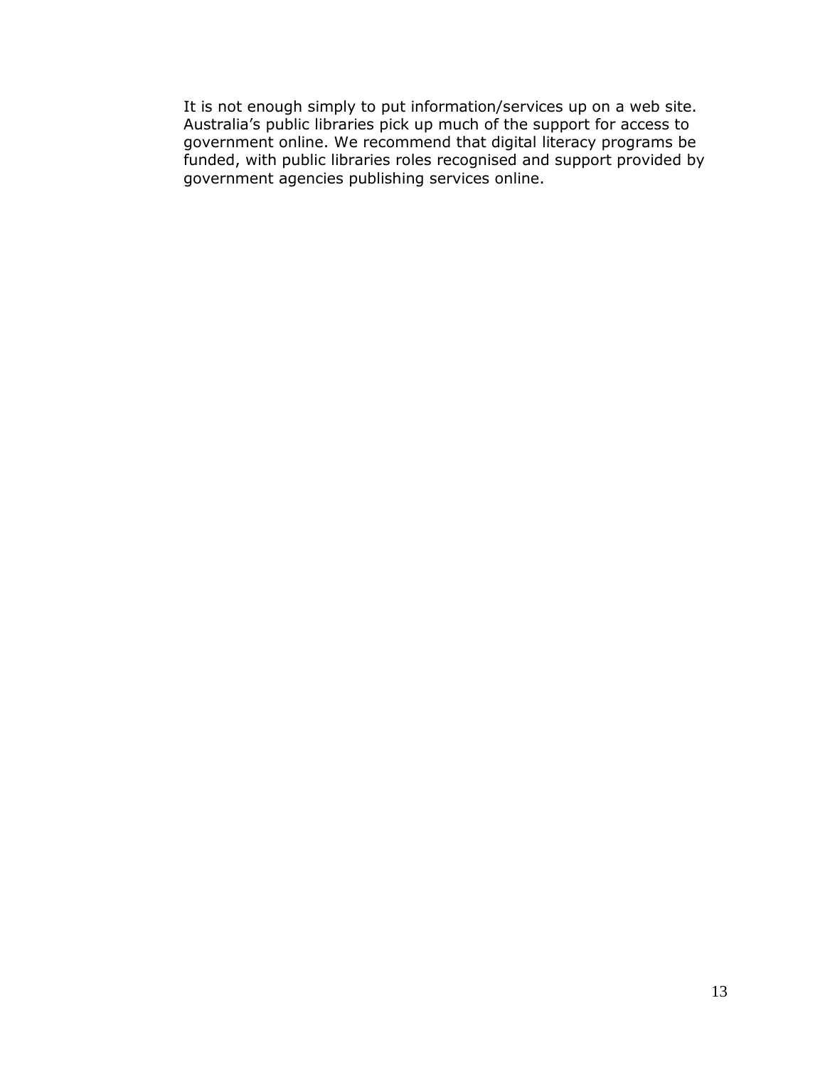It is not enough simply to put information/services up on a web site. Australia's public libraries pick up much of the support for access to government online. We recommend that digital literacy programs be funded, with public libraries roles recognised and support provided by government agencies publishing services online.